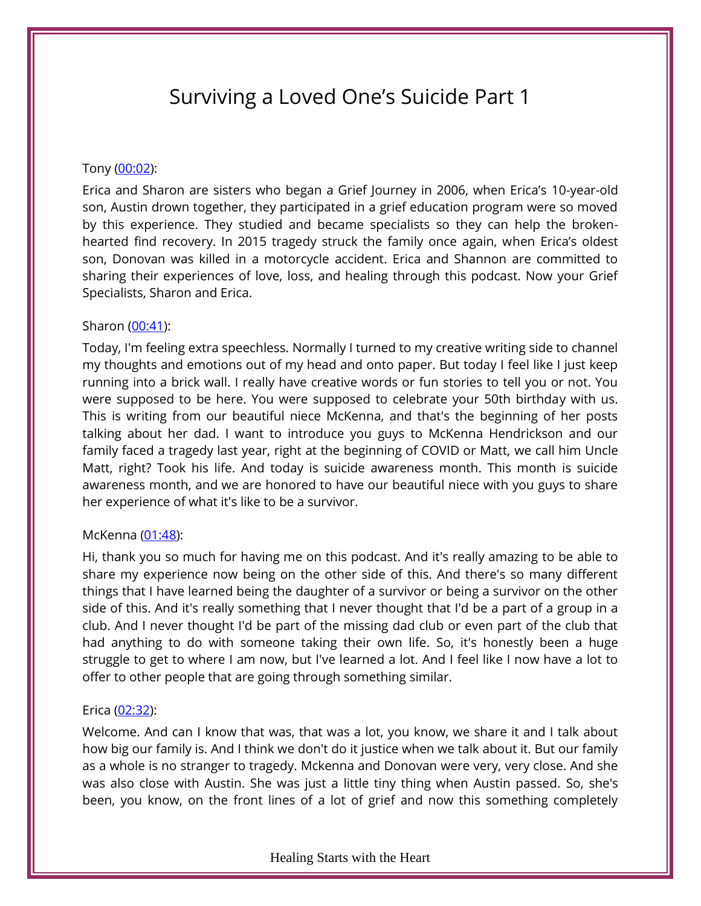# Surviving a Loved One's Suicide Part 1

Tony ([00:02](#)):

Erica and Sharon are sisters who began a Grief Journey in 2006, when Erica's 10-year-old son, Austin drown together, they participated in a grief education program were so moved by this experience. They studied and became specialists so they can help the broken-hearted find recovery. In 2015 tragedy struck the family once again, when Erica's oldest son, Donovan was killed in a motorcycle accident. Erica and Shannon are committed to sharing their experiences of love, loss, and healing through this podcast. Now your Grief Specialists, Sharon and Erica.

Sharon ([00:41](#)):

Today, I'm feeling extra speechless. Normally I turned to my creative writing side to channel my thoughts and emotions out of my head and onto paper. But today I feel like I just keep running into a brick wall. I really have creative words or fun stories to tell you or not. You were supposed to be here. You were supposed to celebrate your 50th birthday with us. This is writing from our beautiful niece McKenna, and that's the beginning of her posts talking about her dad. I want to introduce you guys to McKenna Hendrickson and our family faced a tragedy last year, right at the beginning of COVID or Matt, we call him Uncle Matt, right? Took his life. And today is suicide awareness month. This month is suicide awareness month, and we are honored to have our beautiful niece with you guys to share her experience of what it's like to be a survivor.

McKenna ([01:48](#)):

Hi, thank you so much for having me on this podcast. And it's really amazing to be able to share my experience now being on the other side of this. And there's so many different things that I have learned being the daughter of a survivor or being a survivor on the other side of this. And it's really something that I never thought that I'd be a part of a group in a club. And I never thought I'd be part of the missing dad club or even part of the club that had anything to do with someone taking their own life. So, it's honestly been a huge struggle to get to where I am now, but I've learned a lot. And I feel like I now have a lot to offer to other people that are going through something similar.

Erica ([02:32](#)):

Welcome. And can I know that was, that was a lot, you know, we share it and I talk about how big our family is. And I think we don't do it justice when we talk about it. But our family as a whole is no stranger to tragedy. Mckenna and Donovan were very, very close. And she was also close with Austin. She was just a little tiny thing when Austin passed. So, she's been, you know, on the front lines of a lot of grief and now this something completely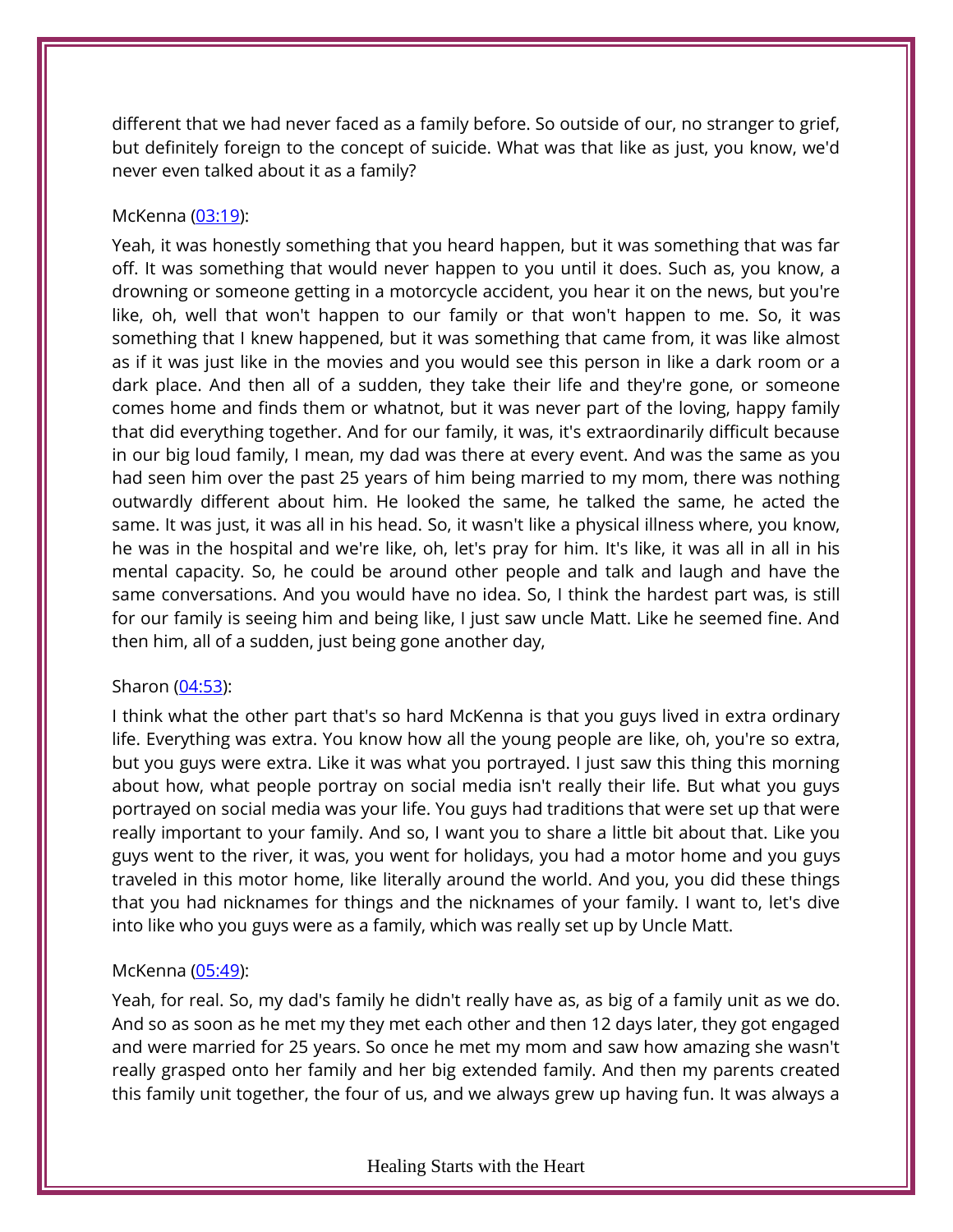different that we had never faced as a family before. So outside of our, no stranger to grief, but definitely foreign to the concept of suicide. What was that like as just, you know, we'd never even talked about it as a family?

McKenna ([03:19]()):

Yeah, it was honestly something that you heard happen, but it was something that was far off. It was something that would never happen to you until it does. Such as, you know, a drowning or someone getting in a motorcycle accident, you hear it on the news, but you're like, oh, well that won't happen to our family or that won't happen to me. So, it was something that I knew happened, but it was something that came from, it was like almost as if it was just like in the movies and you would see this person in like a dark room or a dark place. And then all of a sudden, they take their life and they're gone, or someone comes home and finds them or whatnot, but it was never part of the loving, happy family that did everything together. And for our family, it was, it's extraordinarily difficult because in our big loud family, I mean, my dad was there at every event. And was the same as you had seen him over the past 25 years of him being married to my mom, there was nothing outwardly different about him. He looked the same, he talked the same, he acted the same. It was just, it was all in his head. So, it wasn't like a physical illness where, you know, he was in the hospital and we're like, oh, let's pray for him. It's like, it was all in all in his mental capacity. So, he could be around other people and talk and laugh and have the same conversations. And you would have no idea. So, I think the hardest part was, is still for our family is seeing him and being like, I just saw uncle Matt. Like he seemed fine. And then him, all of a sudden, just being gone another day,

Sharon ([04:53]()):

I think what the other part that's so hard McKenna is that you guys lived in extra ordinary life. Everything was extra. You know how all the young people are like, oh, you're so extra, but you guys were extra. Like it was what you portrayed. I just saw this thing this morning about how, what people portray on social media isn't really their life. But what you guys portrayed on social media was your life. You guys had traditions that were set up that were really important to your family. And so, I want you to share a little bit about that. Like you guys went to the river, it was, you went for holidays, you had a motor home and you guys traveled in this motor home, like literally around the world. And you, you did these things that you had nicknames for things and the nicknames of your family. I want to, let's dive into like who you guys were as a family, which was really set up by Uncle Matt.

McKenna ([05:49]()):

Yeah, for real. So, my dad's family he didn't really have as, as big of a family unit as we do. And so as soon as he met my they met each other and then 12 days later, they got engaged and were married for 25 years. So once he met my mom and saw how amazing she wasn't really grasped onto her family and her big extended family. And then my parents created this family unit together, the four of us, and we always grew up having fun. It was always a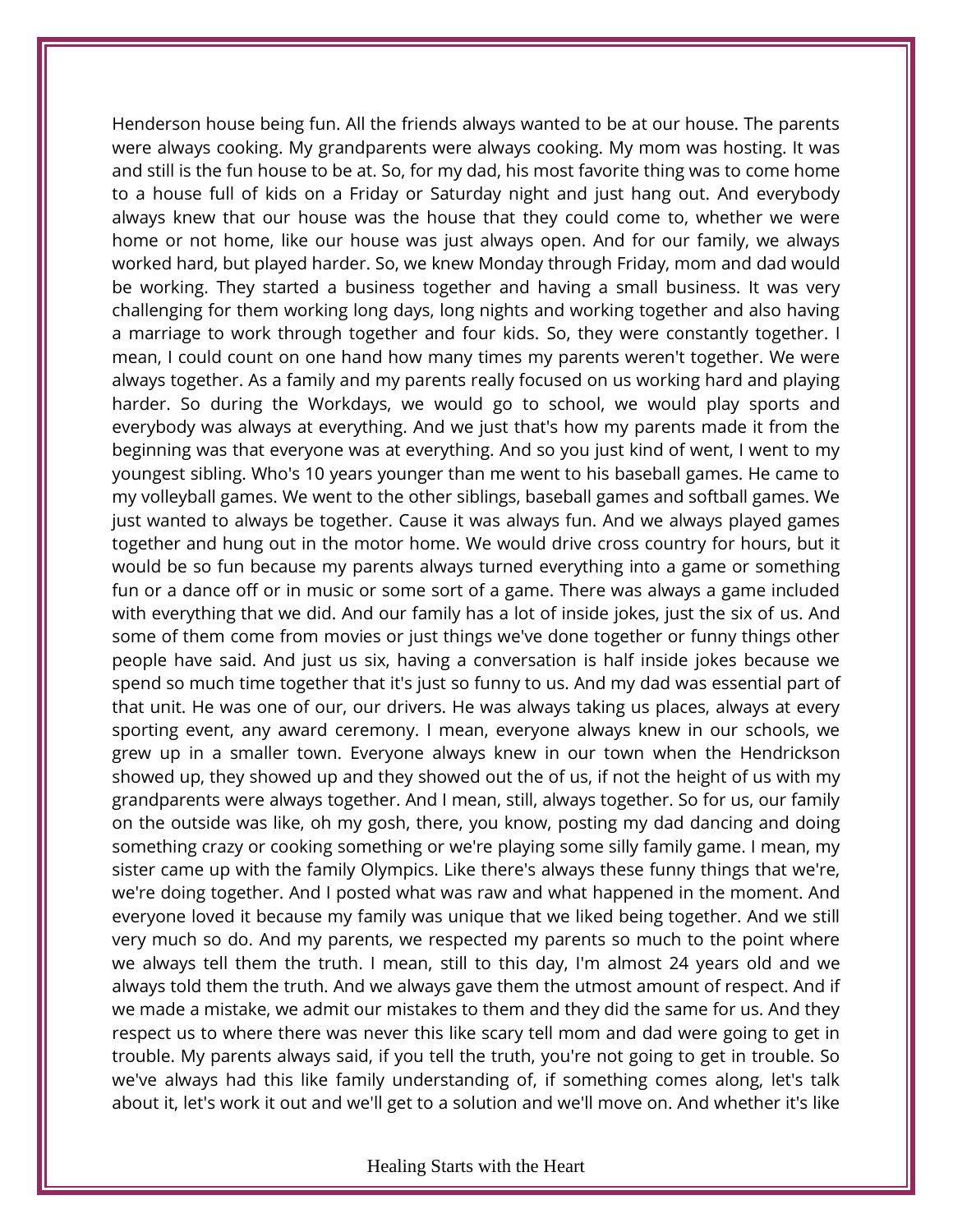Henderson house being fun. All the friends always wanted to be at our house. The parents were always cooking. My grandparents were always cooking. My mom was hosting. It was and still is the fun house to be at. So, for my dad, his most favorite thing was to come home to a house full of kids on a Friday or Saturday night and just hang out. And everybody always knew that our house was the house that they could come to, whether we were home or not home, like our house was just always open. And for our family, we always worked hard, but played harder. So, we knew Monday through Friday, mom and dad would be working. They started a business together and having a small business. It was very challenging for them working long days, long nights and working together and also having a marriage to work through together and four kids. So, they were constantly together. I mean, I could count on one hand how many times my parents weren't together. We were always together. As a family and my parents really focused on us working hard and playing harder. So during the Workdays, we would go to school, we would play sports and everybody was always at everything. And we just that's how my parents made it from the beginning was that everyone was at everything. And so you just kind of went, I went to my youngest sibling. Who's 10 years younger than me went to his baseball games. He came to my volleyball games. We went to the other siblings, baseball games and softball games. We just wanted to always be together. Cause it was always fun. And we always played games together and hung out in the motor home. We would drive cross country for hours, but it would be so fun because my parents always turned everything into a game or something fun or a dance off or in music or some sort of a game. There was always a game included with everything that we did. And our family has a lot of inside jokes, just the six of us. And some of them come from movies or just things we've done together or funny things other people have said. And just us six, having a conversation is half inside jokes because we spend so much time together that it's just so funny to us. And my dad was essential part of that unit. He was one of our, our drivers. He was always taking us places, always at every sporting event, any award ceremony. I mean, everyone always knew in our schools, we grew up in a smaller town. Everyone always knew in our town when the Hendrickson showed up, they showed up and they showed out the of us, if not the height of us with my grandparents were always together. And I mean, still, always together. So for us, our family on the outside was like, oh my gosh, there, you know, posting my dad dancing and doing something crazy or cooking something or we're playing some silly family game. I mean, my sister came up with the family Olympics. Like there's always these funny things that we're, we're doing together. And I posted what was raw and what happened in the moment. And everyone loved it because my family was unique that we liked being together. And we still very much so do. And my parents, we respected my parents so much to the point where we always tell them the truth. I mean, still to this day, I'm almost 24 years old and we always told them the truth. And we always gave them the utmost amount of respect. And if we made a mistake, we admit our mistakes to them and they did the same for us. And they respect us to where there was never this like scary tell mom and dad were going to get in trouble. My parents always said, if you tell the truth, you're not going to get in trouble. So we've always had this like family understanding of, if something comes along, let's talk about it, let's work it out and we'll get to a solution and we'll move on. And whether it's like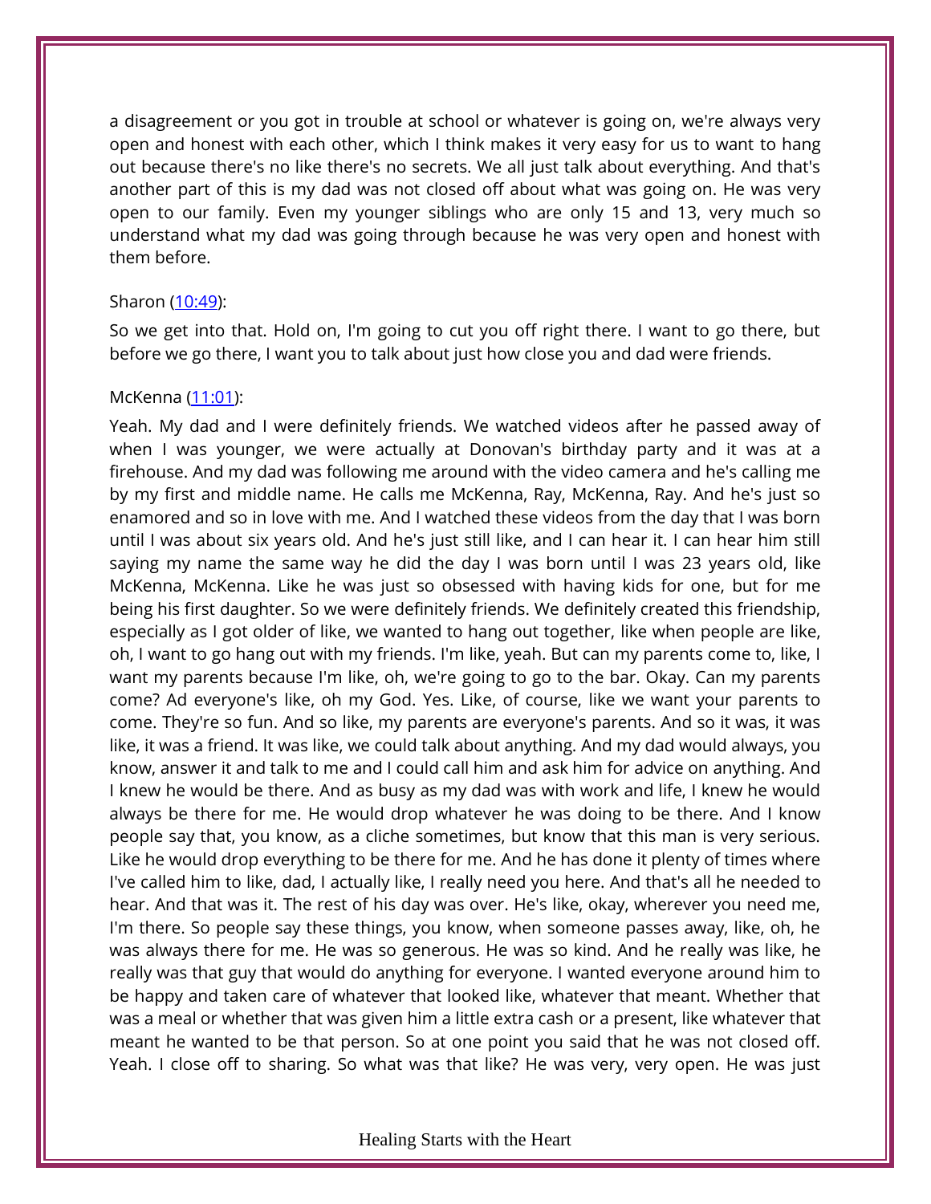a disagreement or you got in trouble at school or whatever is going on, we're always very open and honest with each other, which I think makes it very easy for us to want to hang out because there's no like there's no secrets. We all just talk about everything. And that's another part of this is my dad was not closed off about what was going on. He was very open to our family. Even my younger siblings who are only 15 and 13, very much so understand what my dad was going through because he was very open and honest with them before.

Sharon ([10:49]):

So we get into that. Hold on, I'm going to cut you off right there. I want to go there, but before we go there, I want you to talk about just how close you and dad were friends.

McKenna ([11:01]):

Yeah. My dad and I were definitely friends. We watched videos after he passed away of when I was younger, we were actually at Donovan's birthday party and it was at a firehouse. And my dad was following me around with the video camera and he's calling me by my first and middle name. He calls me McKenna, Ray, McKenna, Ray. And he's just so enamored and so in love with me. And I watched these videos from the day that I was born until I was about six years old. And he's just still like, and I can hear it. I can hear him still saying my name the same way he did the day I was born until I was 23 years old, like McKenna, McKenna. Like he was just so obsessed with having kids for one, but for me being his first daughter. So we were definitely friends. We definitely created this friendship, especially as I got older of like, we wanted to hang out together, like when people are like, oh, I want to go hang out with my friends. I'm like, yeah. But can my parents come to, like, I want my parents because I'm like, oh, we're going to go to the bar. Okay. Can my parents come? Ad everyone's like, oh my God. Yes. Like, of course, like we want your parents to come. They're so fun. And so like, my parents are everyone's parents. And so it was, it was like, it was a friend. It was like, we could talk about anything. And my dad would always, you know, answer it and talk to me and I could call him and ask him for advice on anything. And I knew he would be there. And as busy as my dad was with work and life, I knew he would always be there for me. He would drop whatever he was doing to be there. And I know people say that, you know, as a cliche sometimes, but know that this man is very serious. Like he would drop everything to be there for me. And he has done it plenty of times where I've called him to like, dad, I actually like, I really need you here. And that's all he needed to hear. And that was it. The rest of his day was over. He's like, okay, wherever you need me, I'm there. So people say these things, you know, when someone passes away, like, oh, he was always there for me. He was so generous. He was so kind. And he really was like, he really was that guy that would do anything for everyone. I wanted everyone around him to be happy and taken care of whatever that looked like, whatever that meant. Whether that was a meal or whether that was given him a little extra cash or a present, like whatever that meant he wanted to be that person. So at one point you said that he was not closed off. Yeah. I close off to sharing. So what was that like? He was very, very open. He was just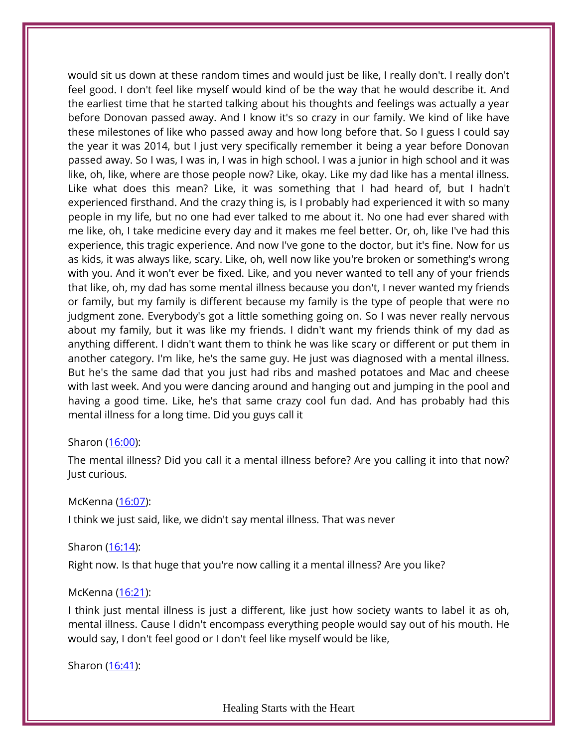would sit us down at these random times and would just be like, I really don't. I really don't feel good. I don't feel like myself would kind of be the way that he would describe it. And the earliest time that he started talking about his thoughts and feelings was actually a year before Donovan passed away. And I know it's so crazy in our family. We kind of like have these milestones of like who passed away and how long before that. So I guess I could say the year it was 2014, but I just very specifically remember it being a year before Donovan passed away. So I was, I was in, I was in high school. I was a junior in high school and it was like, oh, like, where are those people now? Like, okay. Like my dad like has a mental illness. Like what does this mean? Like, it was something that I had heard of, but I hadn't experienced firsthand. And the crazy thing is, is I probably had experienced it with so many people in my life, but no one had ever talked to me about it. No one had ever shared with me like, oh, I take medicine every day and it makes me feel better. Or, oh, like I've had this experience, this tragic experience. And now I've gone to the doctor, but it's fine. Now for us as kids, it was always like, scary. Like, oh, well now like you're broken or something's wrong with you. And it won't ever be fixed. Like, and you never wanted to tell any of your friends that like, oh, my dad has some mental illness because you don't, I never wanted my friends or family, but my family is different because my family is the type of people that were no judgment zone. Everybody's got a little something going on. So I was never really nervous about my family, but it was like my friends. I didn't want my friends think of my dad as anything different. I didn't want them to think he was like scary or different or put them in another category. I'm like, he's the same guy. He just was diagnosed with a mental illness. But he's the same dad that you just had ribs and mashed potatoes and Mac and cheese with last week. And you were dancing around and hanging out and jumping in the pool and having a good time. Like, he's that same crazy cool fun dad. And has probably had this mental illness for a long time. Did you guys call it

Sharon ([16:00]):

The mental illness? Did you call it a mental illness before? Are you calling it into that now? Just curious.

McKenna ([16:07]):

I think we just said, like, we didn't say mental illness. That was never

Sharon ([16:14]):

Right now. Is that huge that you're now calling it a mental illness? Are you like?

McKenna ([16:21]):

I think just mental illness is just a different, like just how society wants to label it as oh, mental illness. Cause I didn't encompass everything people would say out of his mouth. He would say, I don't feel good or I don't feel like myself would be like,

Sharon ([16:41]):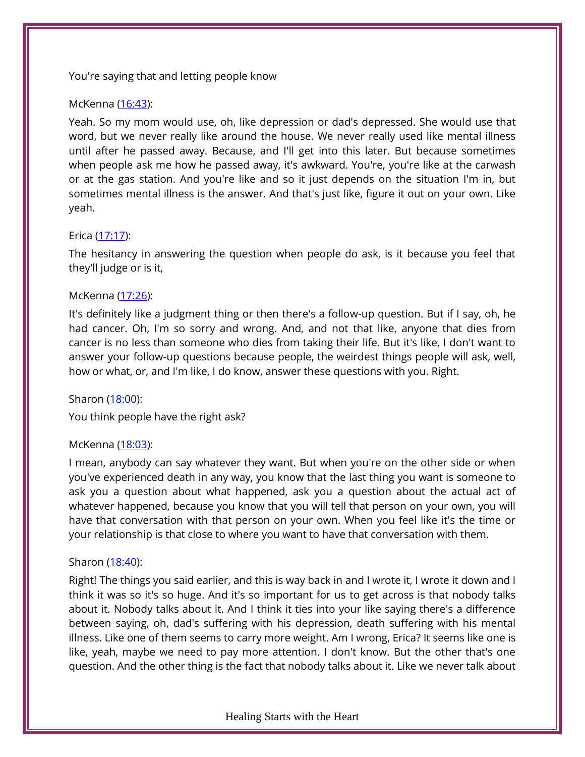You're saying that and letting people know

McKenna ([16:43]):

Yeah. So my mom would use, oh, like depression or dad's depressed. She would use that word, but we never really like around the house. We never really used like mental illness until after he passed away. Because, and I'll get into this later. But because sometimes when people ask me how he passed away, it's awkward. You're, you're like at the carwash or at the gas station. And you're like and so it just depends on the situation I'm in, but sometimes mental illness is the answer. And that's just like, figure it out on your own. Like yeah.

Erica ([17:17]):

The hesitancy in answering the question when people do ask, is it because you feel that they'll judge or is it,

McKenna ([17:26]):

It's definitely like a judgment thing or then there's a follow-up question. But if I say, oh, he had cancer. Oh, I'm so sorry and wrong. And, and not that like, anyone that dies from cancer is no less than someone who dies from taking their life. But it's like, I don't want to answer your follow-up questions because people, the weirdest things people will ask, well, how or what, or, and I'm like, I do know, answer these questions with you. Right.

Sharon ([18:00]):

You think people have the right ask?

McKenna ([18:03]):

I mean, anybody can say whatever they want. But when you're on the other side or when you've experienced death in any way, you know that the last thing you want is someone to ask you a question about what happened, ask you a question about the actual act of whatever happened, because you know that you will tell that person on your own, you will have that conversation with that person on your own. When you feel like it's the time or your relationship is that close to where you want to have that conversation with them.

Sharon ([18:40]):

Right! The things you said earlier, and this is way back in and I wrote it, I wrote it down and I think it was so it's so huge. And it's so important for us to get across is that nobody talks about it. Nobody talks about it. And I think it ties into your like saying there's a difference between saying, oh, dad's suffering with his depression, death suffering with his mental illness. Like one of them seems to carry more weight. Am I wrong, Erica? It seems like one is like, yeah, maybe we need to pay more attention. I don't know. But the other that's one question. And the other thing is the fact that nobody talks about it. Like we never talk about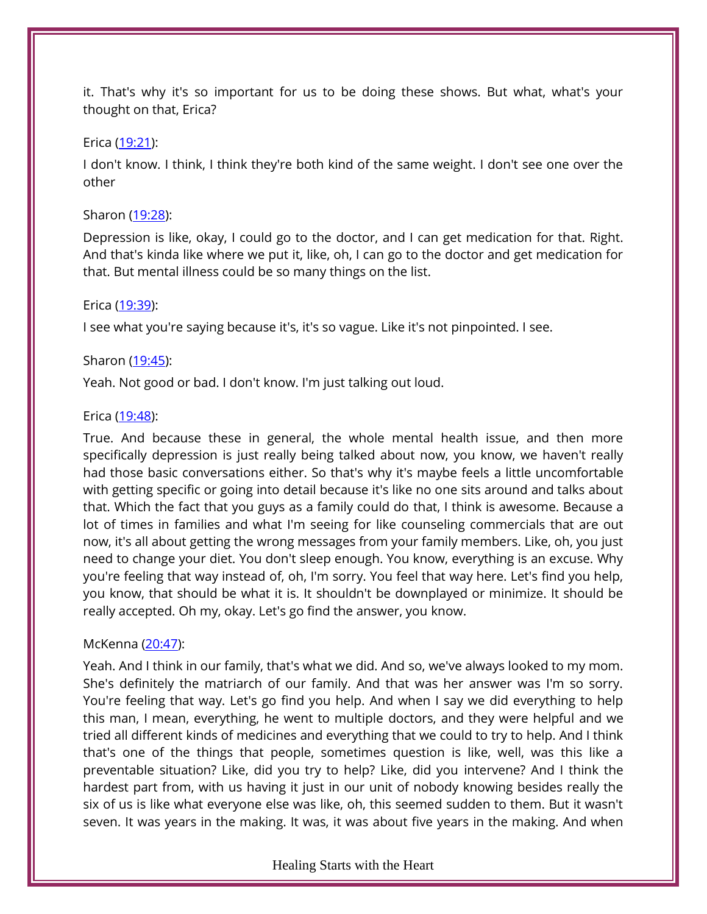it. That's why it's so important for us to be doing these shows. But what, what's your thought on that, Erica?

Erica (19:21):

I don't know. I think, I think they're both kind of the same weight. I don't see one over the other

Sharon (19:28):

Depression is like, okay, I could go to the doctor, and I can get medication for that. Right. And that's kinda like where we put it, like, oh, I can go to the doctor and get medication for that. But mental illness could be so many things on the list.

Erica (19:39):

I see what you're saying because it's, it's so vague. Like it's not pinpointed. I see.

Sharon (19:45):

Yeah. Not good or bad. I don't know. I'm just talking out loud.

Erica (19:48):

True. And because these in general, the whole mental health issue, and then more specifically depression is just really being talked about now, you know, we haven't really had those basic conversations either. So that's why it's maybe feels a little uncomfortable with getting specific or going into detail because it's like no one sits around and talks about that. Which the fact that you guys as a family could do that, I think is awesome. Because a lot of times in families and what I'm seeing for like counseling commercials that are out now, it's all about getting the wrong messages from your family members. Like, oh, you just need to change your diet. You don't sleep enough. You know, everything is an excuse. Why you're feeling that way instead of, oh, I'm sorry. You feel that way here. Let's find you help, you know, that should be what it is. It shouldn't be downplayed or minimize. It should be really accepted. Oh my, okay. Let's go find the answer, you know.

McKenna (20:47):

Yeah. And I think in our family, that's what we did. And so, we've always looked to my mom. She's definitely the matriarch of our family. And that was her answer was I'm so sorry. You're feeling that way. Let's go find you help. And when I say we did everything to help this man, I mean, everything, he went to multiple doctors, and they were helpful and we tried all different kinds of medicines and everything that we could to try to help. And I think that's one of the things that people, sometimes question is like, well, was this like a preventable situation? Like, did you try to help? Like, did you intervene? And I think the hardest part from, with us having it just in our unit of nobody knowing besides really the six of us is like what everyone else was like, oh, this seemed sudden to them. But it wasn't seven. It was years in the making. It was, it was about five years in the making. And when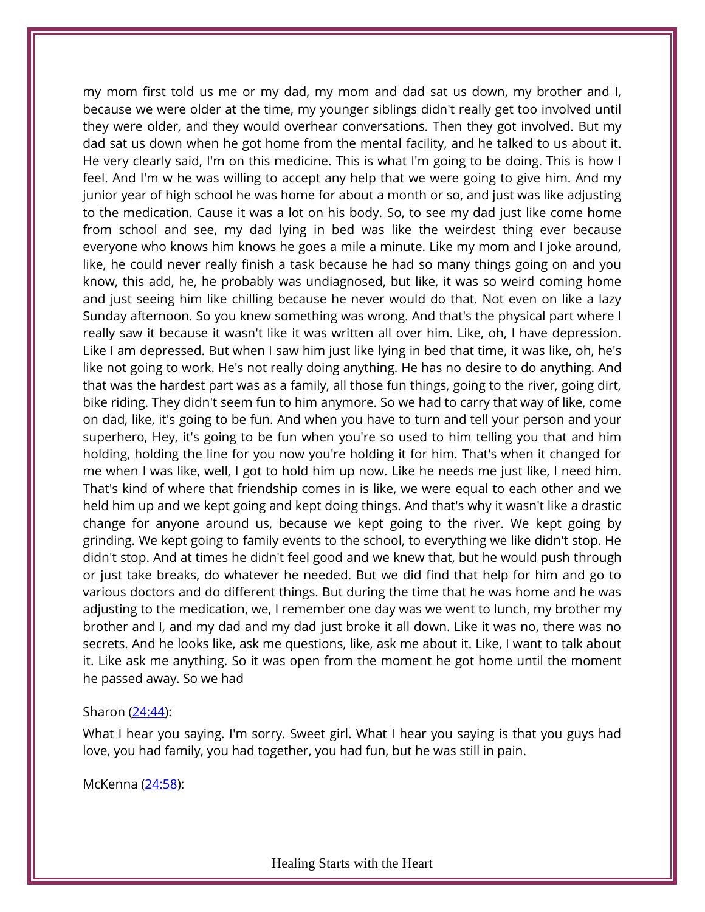my mom first told us me or my dad, my mom and dad sat us down, my brother and I, because we were older at the time, my younger siblings didn't really get too involved until they were older, and they would overhear conversations. Then they got involved. But my dad sat us down when he got home from the mental facility, and he talked to us about it. He very clearly said, I'm on this medicine. This is what I'm going to be doing. This is how I feel. And I'm w he was willing to accept any help that we were going to give him. And my junior year of high school he was home for about a month or so, and just was like adjusting to the medication. Cause it was a lot on his body. So, to see my dad just like come home from school and see, my dad lying in bed was like the weirdest thing ever because everyone who knows him knows he goes a mile a minute. Like my mom and I joke around, like, he could never really finish a task because he had so many things going on and you know, this add, he, he probably was undiagnosed, but like, it was so weird coming home and just seeing him like chilling because he never would do that. Not even on like a lazy Sunday afternoon. So you knew something was wrong. And that's the physical part where I really saw it because it wasn't like it was written all over him. Like, oh, I have depression. Like I am depressed. But when I saw him just like lying in bed that time, it was like, oh, he's like not going to work. He's not really doing anything. He has no desire to do anything. And that was the hardest part was as a family, all those fun things, going to the river, going dirt, bike riding. They didn't seem fun to him anymore. So we had to carry that way of like, come on dad, like, it's going to be fun. And when you have to turn and tell your person and your superhero, Hey, it's going to be fun when you're so used to him telling you that and him holding, holding the line for you now you're holding it for him. That's when it changed for me when I was like, well, I got to hold him up now. Like he needs me just like, I need him. That's kind of where that friendship comes in is like, we were equal to each other and we held him up and we kept going and kept doing things. And that's why it wasn't like a drastic change for anyone around us, because we kept going to the river. We kept going by grinding. We kept going to family events to the school, to everything we like didn't stop. He didn't stop. And at times he didn't feel good and we knew that, but he would push through or just take breaks, do whatever he needed. But we did find that help for him and go to various doctors and do different things. But during the time that he was home and he was adjusting to the medication, we, I remember one day was we went to lunch, my brother my brother and I, and my dad and my dad just broke it all down. Like it was no, there was no secrets. And he looks like, ask me questions, like, ask me about it. Like, I want to talk about it. Like ask me anything. So it was open from the moment he got home until the moment he passed away. So we had

Sharon ([24:44]):

What I hear you saying. I'm sorry. Sweet girl. What I hear you saying is that you guys had love, you had family, you had together, you had fun, but he was still in pain.

McKenna ([24:58]):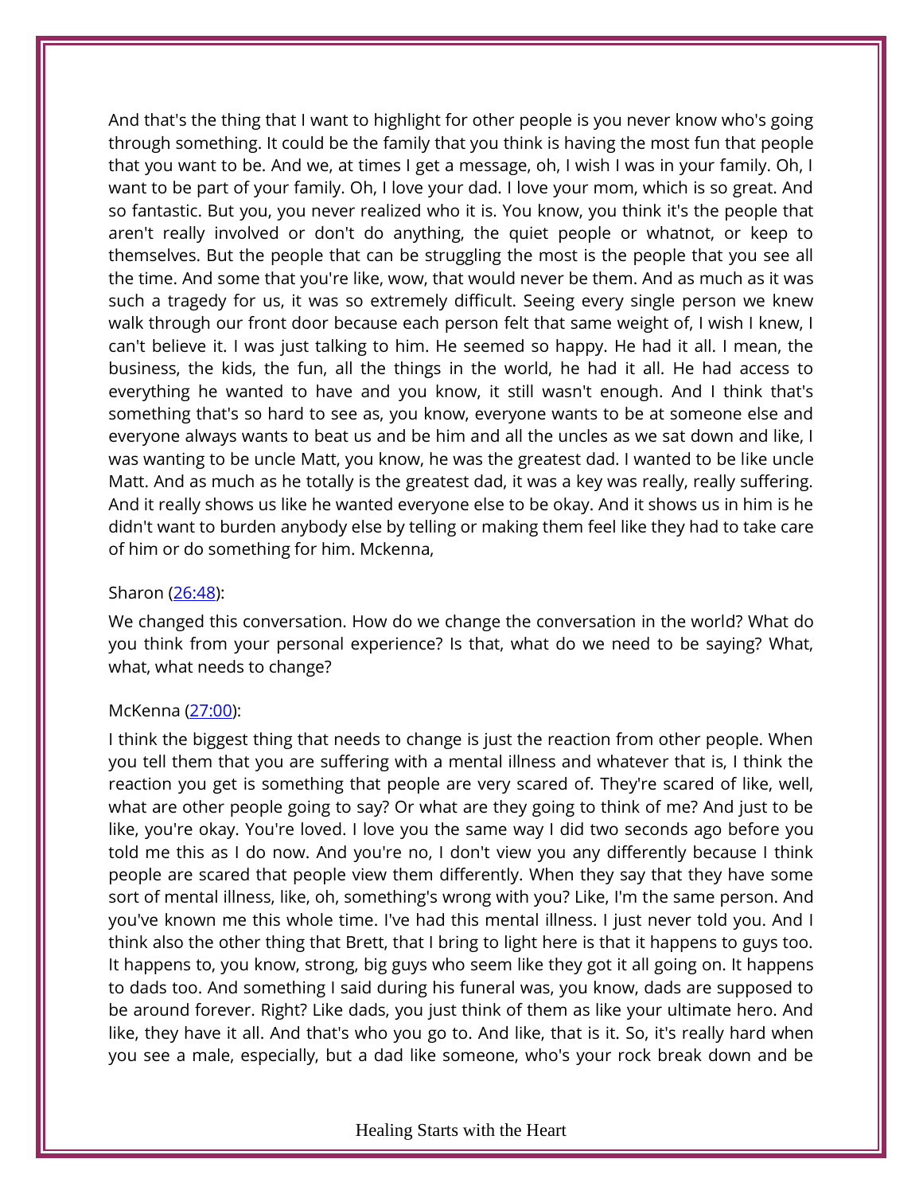And that's the thing that I want to highlight for other people is you never know who's going through something. It could be the family that you think is having the most fun that people that you want to be. And we, at times I get a message, oh, I wish I was in your family. Oh, I want to be part of your family. Oh, I love your dad. I love your mom, which is so great. And so fantastic. But you, you never realized who it is. You know, you think it's the people that aren't really involved or don't do anything, the quiet people or whatnot, or keep to themselves. But the people that can be struggling the most is the people that you see all the time. And some that you're like, wow, that would never be them. And as much as it was such a tragedy for us, it was so extremely difficult. Seeing every single person we knew walk through our front door because each person felt that same weight of, I wish I knew, I can't believe it. I was just talking to him. He seemed so happy. He had it all. I mean, the business, the kids, the fun, all the things in the world, he had it all. He had access to everything he wanted to have and you know, it still wasn't enough. And I think that's something that's so hard to see as, you know, everyone wants to be at someone else and everyone always wants to beat us and be him and all the uncles as we sat down and like, I was wanting to be uncle Matt, you know, he was the greatest dad. I wanted to be like uncle Matt. And as much as he totally is the greatest dad, it was a key was really, really suffering. And it really shows us like he wanted everyone else to be okay. And it shows us in him is he didn't want to burden anybody else by telling or making them feel like they had to take care of him or do something for him. Mckenna,

Sharon ([26:48]):

We changed this conversation. How do we change the conversation in the world? What do you think from your personal experience? Is that, what do we need to be saying? What, what, what needs to change?

McKenna ([27:00]):

I think the biggest thing that needs to change is just the reaction from other people. When you tell them that you are suffering with a mental illness and whatever that is, I think the reaction you get is something that people are very scared of. They're scared of like, well, what are other people going to say? Or what are they going to think of me? And just to be like, you're okay. You're loved. I love you the same way I did two seconds ago before you told me this as I do now. And you're no, I don't view you any differently because I think people are scared that people view them differently. When they say that they have some sort of mental illness, like, oh, something's wrong with you? Like, I'm the same person. And you've known me this whole time. I've had this mental illness. I just never told you. And I think also the other thing that Brett, that I bring to light here is that it happens to guys too. It happens to, you know, strong, big guys who seem like they got it all going on. It happens to dads too. And something I said during his funeral was, you know, dads are supposed to be around forever. Right? Like dads, you just think of them as like your ultimate hero. And like, they have it all. And that's who you go to. And like, that is it. So, it's really hard when you see a male, especially, but a dad like someone, who's your rock break down and be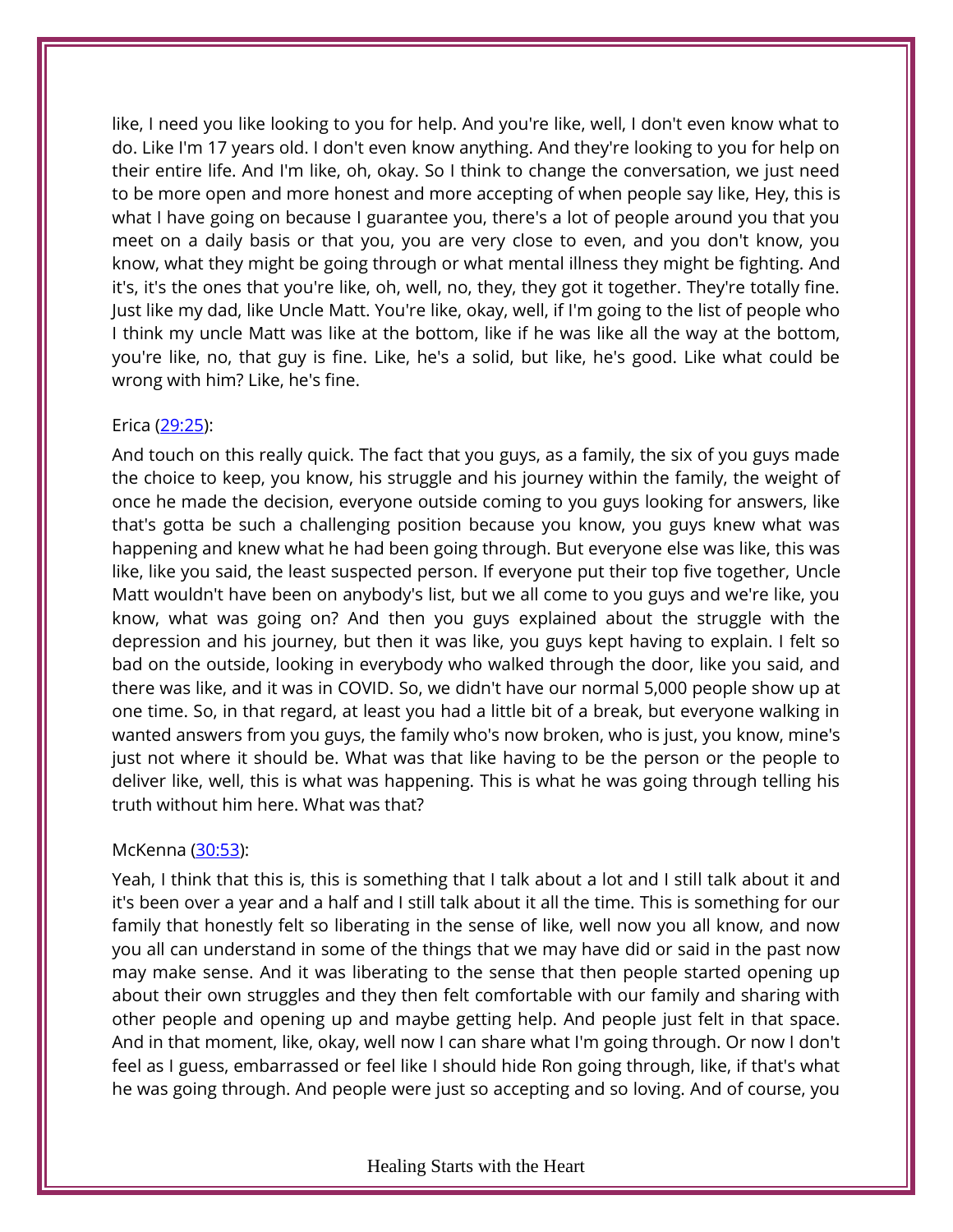like, I need you like looking to you for help. And you're like, well, I don't even know what to do. Like I'm 17 years old. I don't even know anything. And they're looking to you for help on their entire life. And I'm like, oh, okay. So I think to change the conversation, we just need to be more open and more honest and more accepting of when people say like, Hey, this is what I have going on because I guarantee you, there's a lot of people around you that you meet on a daily basis or that you, you are very close to even, and you don't know, you know, what they might be going through or what mental illness they might be fighting. And it's, it's the ones that you're like, oh, well, no, they, they got it together. They're totally fine. Just like my dad, like Uncle Matt. You're like, okay, well, if I'm going to the list of people who I think my uncle Matt was like at the bottom, like if he was like all the way at the bottom, you're like, no, that guy is fine. Like, he's a solid, but like, he's good. Like what could be wrong with him? Like, he's fine.

Erica ([29:25](29:25)):

And touch on this really quick. The fact that you guys, as a family, the six of you guys made the choice to keep, you know, his struggle and his journey within the family, the weight of once he made the decision, everyone outside coming to you guys looking for answers, like that's gotta be such a challenging position because you know, you guys knew what was happening and knew what he had been going through. But everyone else was like, this was like, like you said, the least suspected person. If everyone put their top five together, Uncle Matt wouldn't have been on anybody's list, but we all come to you guys and we're like, you know, what was going on? And then you guys explained about the struggle with the depression and his journey, but then it was like, you guys kept having to explain. I felt so bad on the outside, looking in everybody who walked through the door, like you said, and there was like, and it was in COVID. So, we didn't have our normal 5,000 people show up at one time. So, in that regard, at least you had a little bit of a break, but everyone walking in wanted answers from you guys, the family who's now broken, who is just, you know, mine's just not where it should be. What was that like having to be the person or the people to deliver like, well, this is what was happening. This is what he was going through telling his truth without him here. What was that?

McKenna ([30:53](30:53)):

Yeah, I think that this is, this is something that I talk about a lot and I still talk about it and it's been over a year and a half and I still talk about it all the time. This is something for our family that honestly felt so liberating in the sense of like, well now you all know, and now you all can understand in some of the things that we may have did or said in the past now may make sense. And it was liberating to the sense that then people started opening up about their own struggles and they then felt comfortable with our family and sharing with other people and opening up and maybe getting help. And people just felt in that space. And in that moment, like, okay, well now I can share what I'm going through. Or now I don't feel as I guess, embarrassed or feel like I should hide Ron going through, like, if that's what he was going through. And people were just so accepting and so loving. And of course, you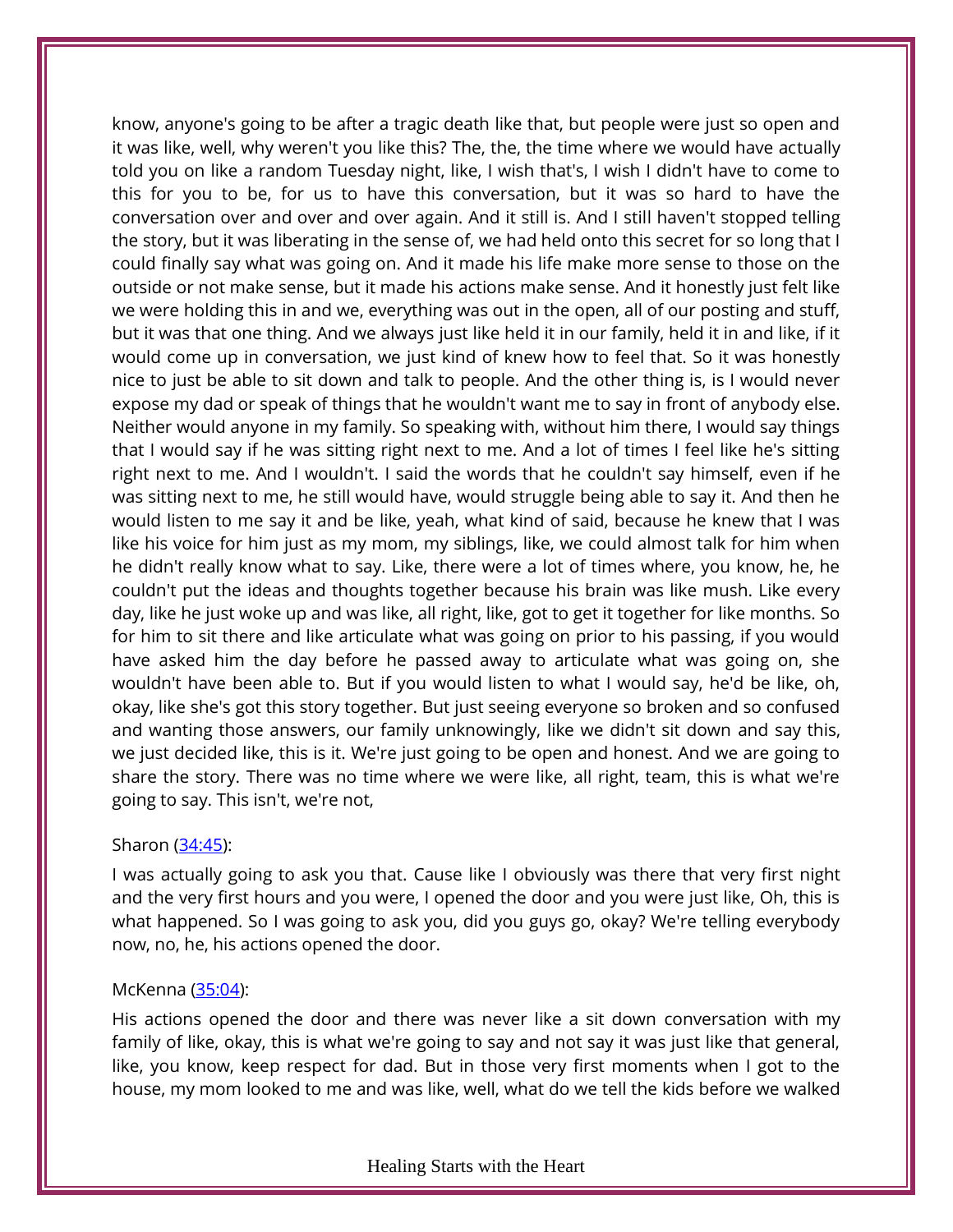know, anyone's going to be after a tragic death like that, but people were just so open and it was like, well, why weren't you like this? The, the, the time where we would have actually told you on like a random Tuesday night, like, I wish that's, I wish I didn't have to come to this for you to be, for us to have this conversation, but it was so hard to have the conversation over and over and over again. And it still is. And I still haven't stopped telling the story, but it was liberating in the sense of, we had held onto this secret for so long that I could finally say what was going on. And it made his life make more sense to those on the outside or not make sense, but it made his actions make sense. And it honestly just felt like we were holding this in and we, everything was out in the open, all of our posting and stuff, but it was that one thing. And we always just like held it in our family, held it in and like, if it would come up in conversation, we just kind of knew how to feel that. So it was honestly nice to just be able to sit down and talk to people. And the other thing is, is I would never expose my dad or speak of things that he wouldn't want me to say in front of anybody else. Neither would anyone in my family. So speaking with, without him there, I would say things that I would say if he was sitting right next to me. And a lot of times I feel like he's sitting right next to me. And I wouldn't. I said the words that he couldn't say himself, even if he was sitting next to me, he still would have, would struggle being able to say it. And then he would listen to me say it and be like, yeah, what kind of said, because he knew that I was like his voice for him just as my mom, my siblings, like, we could almost talk for him when he didn't really know what to say. Like, there were a lot of times where, you know, he, he couldn't put the ideas and thoughts together because his brain was like mush. Like every day, like he just woke up and was like, all right, like, got to get it together for like months. So for him to sit there and like articulate what was going on prior to his passing, if you would have asked him the day before he passed away to articulate what was going on, she wouldn't have been able to. But if you would listen to what I would say, he'd be like, oh, okay, like she's got this story together. But just seeing everyone so broken and so confused and wanting those answers, our family unknowingly, like we didn't sit down and say this, we just decided like, this is it. We're just going to be open and honest. And we are going to share the story. There was no time where we were like, all right, team, this is what we're going to say. This isn't, we're not,

Sharon ([34:45]):

I was actually going to ask you that. Cause like I obviously was there that very first night and the very first hours and you were, I opened the door and you were just like, Oh, this is what happened. So I was going to ask you, did you guys go, okay? We're telling everybody now, no, he, his actions opened the door.

McKenna ([35:04]):

His actions opened the door and there was never like a sit down conversation with my family of like, okay, this is what we're going to say and not say it was just like that general, like, you know, keep respect for dad. But in those very first moments when I got to the house, my mom looked to me and was like, well, what do we tell the kids before we walked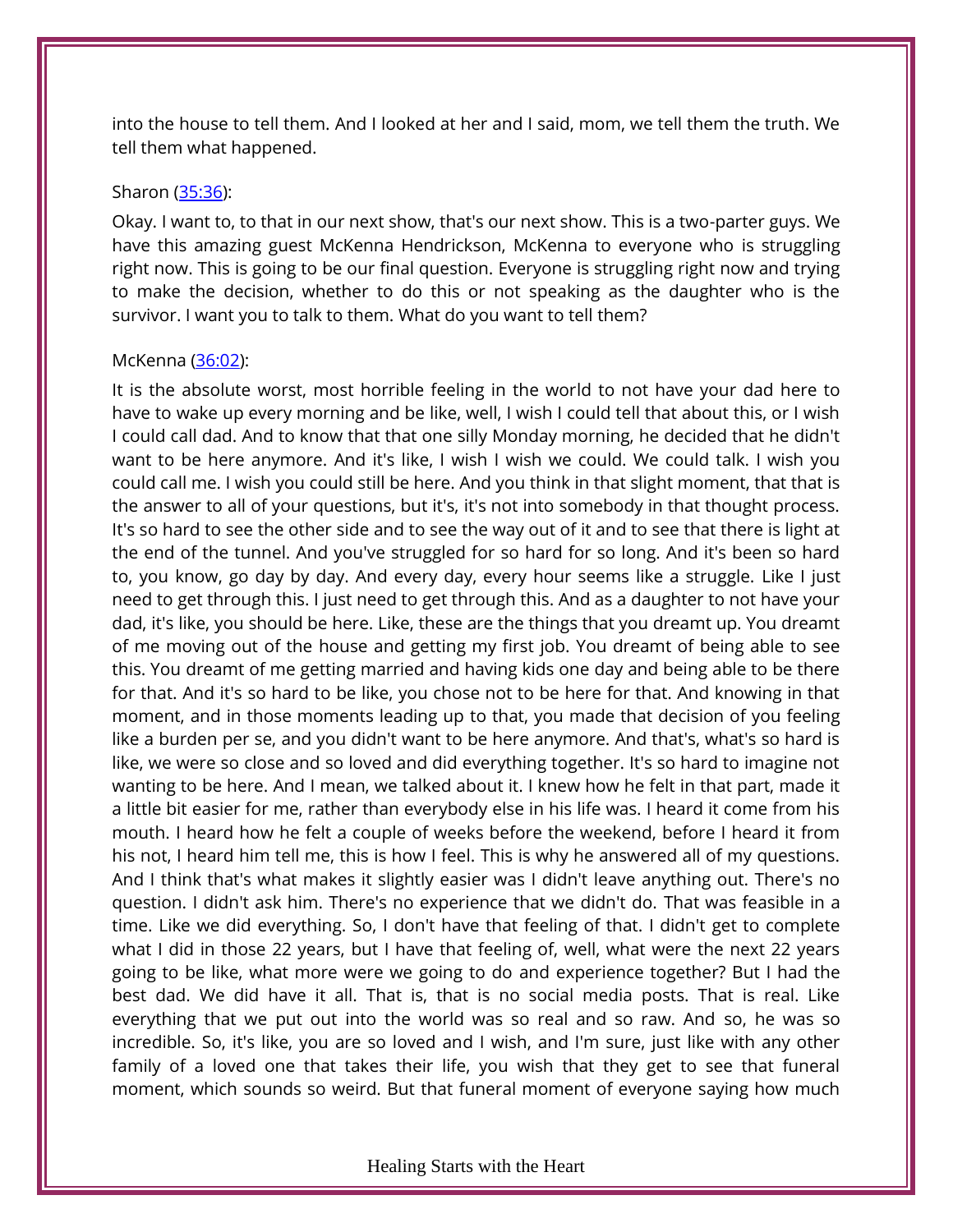into the house to tell them. And I looked at her and I said, mom, we tell them the truth. We tell them what happened.

Sharon ([35:36](#)):

Okay. I want to, to that in our next show, that's our next show. This is a two-parter guys. We have this amazing guest McKenna Hendrickson, McKenna to everyone who is struggling right now. This is going to be our final question. Everyone is struggling right now and trying to make the decision, whether to do this or not speaking as the daughter who is the survivor. I want you to talk to them. What do you want to tell them?

McKenna ([36:02](#)):

It is the absolute worst, most horrible feeling in the world to not have your dad here to have to wake up every morning and be like, well, I wish I could tell that about this, or I wish I could call dad. And to know that that one silly Monday morning, he decided that he didn't want to be here anymore. And it's like, I wish I wish we could. We could talk. I wish you could call me. I wish you could still be here. And you think in that slight moment, that that is the answer to all of your questions, but it's, it's not into somebody in that thought process. It's so hard to see the other side and to see the way out of it and to see that there is light at the end of the tunnel. And you've struggled for so hard for so long. And it's been so hard to, you know, go day by day. And every day, every hour seems like a struggle. Like I just need to get through this. I just need to get through this. And as a daughter to not have your dad, it's like, you should be here. Like, these are the things that you dreamt up. You dreamt of me moving out of the house and getting my first job. You dreamt of being able to see this. You dreamt of me getting married and having kids one day and being able to be there for that. And it's so hard to be like, you chose not to be here for that. And knowing in that moment, and in those moments leading up to that, you made that decision of you feeling like a burden per se, and you didn't want to be here anymore. And that's, what's so hard is like, we were so close and so loved and did everything together. It's so hard to imagine not wanting to be here. And I mean, we talked about it. I knew how he felt in that part, made it a little bit easier for me, rather than everybody else in his life was. I heard it come from his mouth. I heard how he felt a couple of weeks before the weekend, before I heard it from his not, I heard him tell me, this is how I feel. This is why he answered all of my questions. And I think that's what makes it slightly easier was I didn't leave anything out. There's no question. I didn't ask him. There's no experience that we didn't do. That was feasible in a time. Like we did everything. So, I don't have that feeling of that. I didn't get to complete what I did in those 22 years, but I have that feeling of, well, what were the next 22 years going to be like, what more were we going to do and experience together? But I had the best dad. We did have it all. That is, that is no social media posts. That is real. Like everything that we put out into the world was so real and so raw. And so, he was so incredible. So, it's like, you are so loved and I wish, and I'm sure, just like with any other family of a loved one that takes their life, you wish that they get to see that funeral moment, which sounds so weird. But that funeral moment of everyone saying how much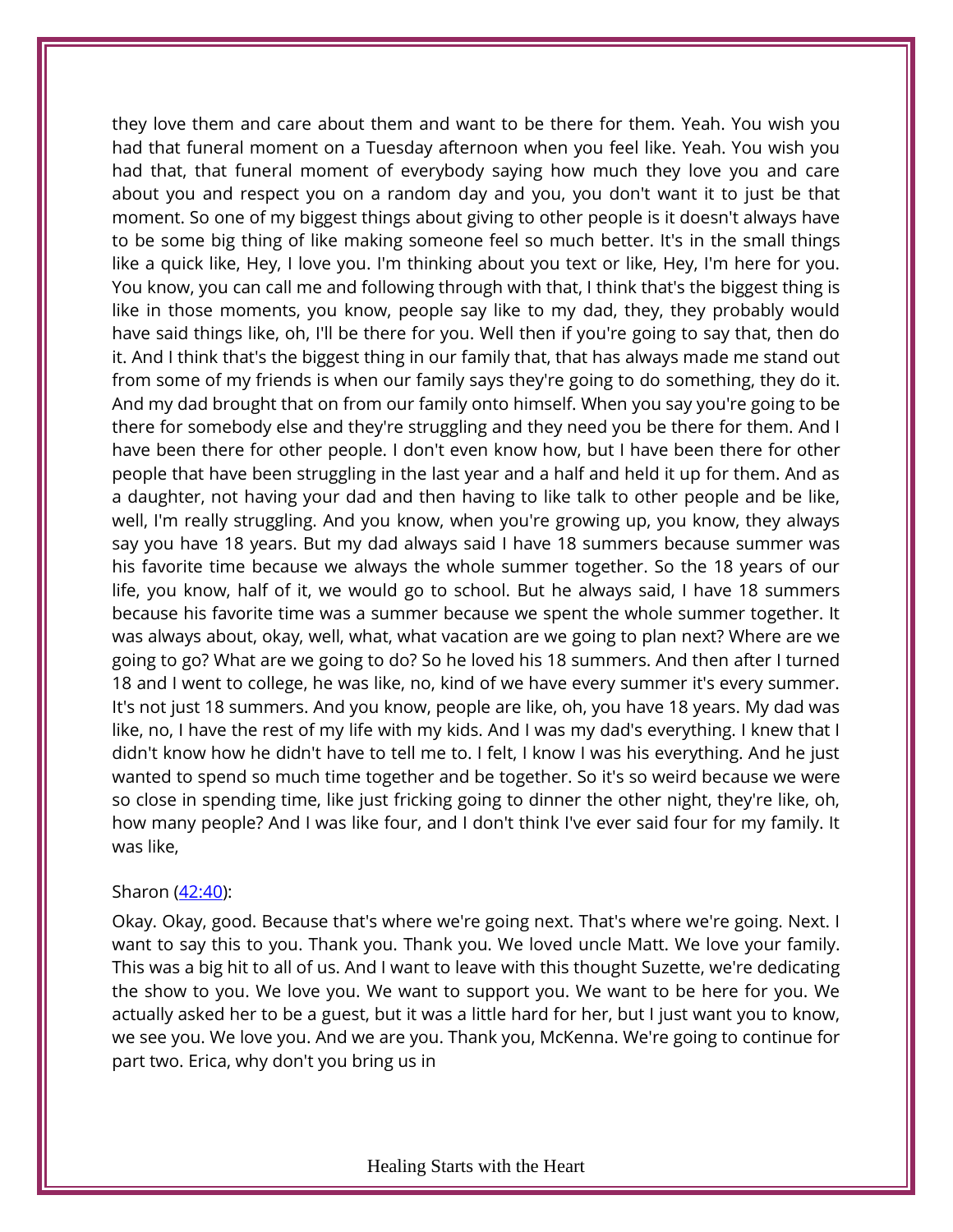they love them and care about them and want to be there for them. Yeah. You wish you had that funeral moment on a Tuesday afternoon when you feel like. Yeah. You wish you had that, that funeral moment of everybody saying how much they love you and care about you and respect you on a random day and you, you don't want it to just be that moment. So one of my biggest things about giving to other people is it doesn't always have to be some big thing of like making someone feel so much better. It's in the small things like a quick like, Hey, I love you. I'm thinking about you text or like, Hey, I'm here for you. You know, you can call me and following through with that, I think that's the biggest thing is like in those moments, you know, people say like to my dad, they, they probably would have said things like, oh, I'll be there for you. Well then if you're going to say that, then do it. And I think that's the biggest thing in our family that, that has always made me stand out from some of my friends is when our family says they're going to do something, they do it. And my dad brought that on from our family onto himself. When you say you're going to be there for somebody else and they're struggling and they need you be there for them. And I have been there for other people. I don't even know how, but I have been there for other people that have been struggling in the last year and a half and held it up for them. And as a daughter, not having your dad and then having to like talk to other people and be like, well, I'm really struggling. And you know, when you're growing up, you know, they always say you have 18 years. But my dad always said I have 18 summers because summer was his favorite time because we always the whole summer together. So the 18 years of our life, you know, half of it, we would go to school. But he always said, I have 18 summers because his favorite time was a summer because we spent the whole summer together. It was always about, okay, well, what, what vacation are we going to plan next? Where are we going to go? What are we going to do? So he loved his 18 summers. And then after I turned 18 and I went to college, he was like, no, kind of we have every summer it's every summer. It's not just 18 summers. And you know, people are like, oh, you have 18 years. My dad was like, no, I have the rest of my life with my kids. And I was my dad's everything. I knew that I didn't know how he didn't have to tell me to. I felt, I know I was his everything. And he just wanted to spend so much time together and be together. So it's so weird because we were so close in spending time, like just fricking going to dinner the other night, they're like, oh, how many people? And I was like four, and I don't think I've ever said four for my family. It was like,

Sharon (42:40):

Okay. Okay, good. Because that's where we're going next. That's where we're going. Next. I want to say this to you. Thank you. Thank you. We loved uncle Matt. We love your family. This was a big hit to all of us. And I want to leave with this thought Suzette, we're dedicating the show to you. We love you. We want to support you. We want to be here for you. We actually asked her to be a guest, but it was a little hard for her, but I just want you to know, we see you. We love you. And we are you. Thank you, McKenna. We're going to continue for part two. Erica, why don't you bring us in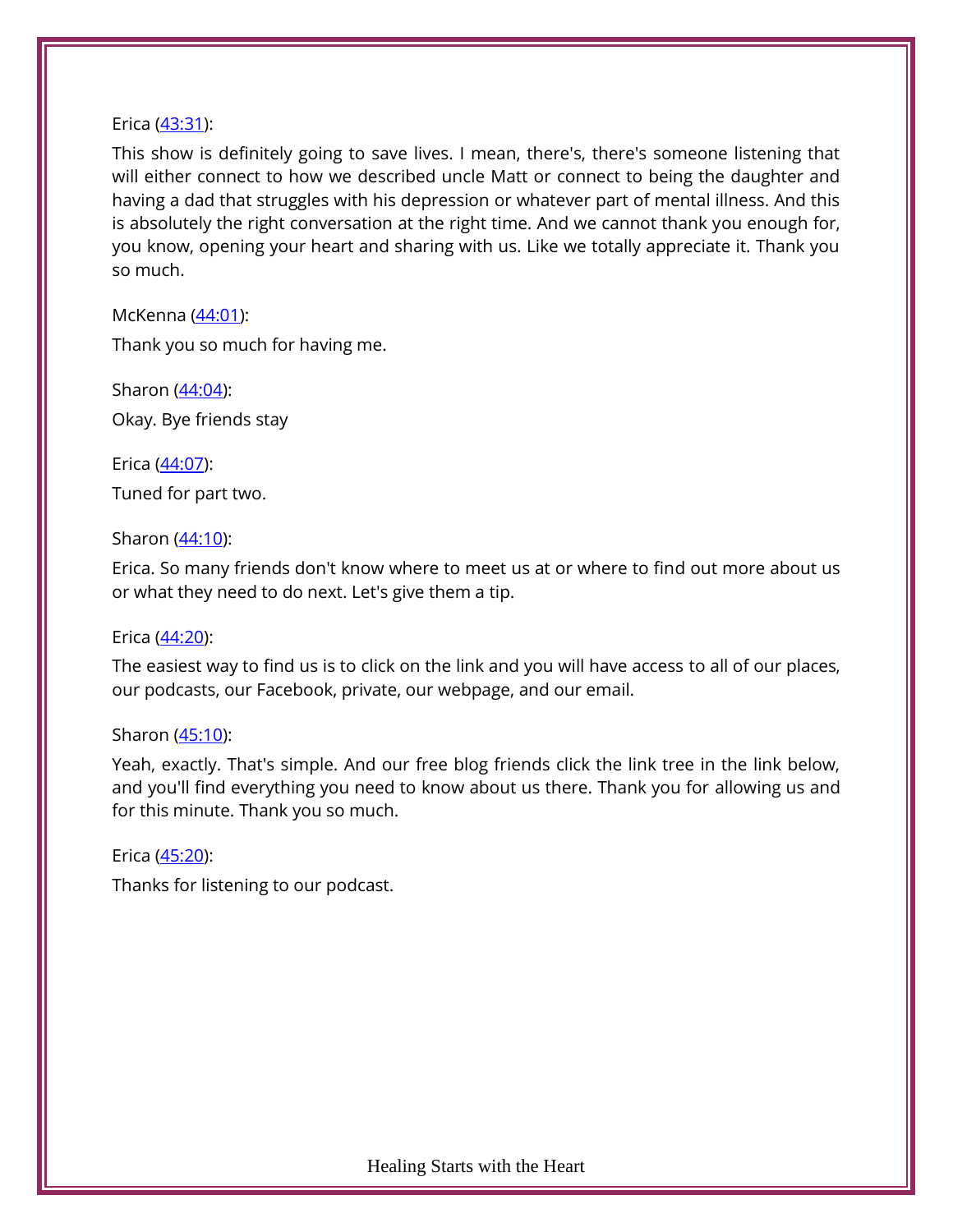Erica (43:31):

This show is definitely going to save lives. I mean, there's, there's someone listening that will either connect to how we described uncle Matt or connect to being the daughter and having a dad that struggles with his depression or whatever part of mental illness. And this is absolutely the right conversation at the right time. And we cannot thank you enough for, you know, opening your heart and sharing with us. Like we totally appreciate it. Thank you so much.

McKenna (44:01):

Thank you so much for having me.

Sharon (44:04):

Okay. Bye friends stay

Erica (44:07):

Tuned for part two.

Sharon (44:10):

Erica. So many friends don't know where to meet us at or where to find out more about us or what they need to do next. Let's give them a tip.

Erica (44:20):

The easiest way to find us is to click on the link and you will have access to all of our places, our podcasts, our Facebook, private, our webpage, and our email.

Sharon (45:10):

Yeah, exactly. That's simple. And our free blog friends click the link tree in the link below, and you'll find everything you need to know about us there. Thank you for allowing us and for this minute. Thank you so much.

Erica (45:20):

Thanks for listening to our podcast.